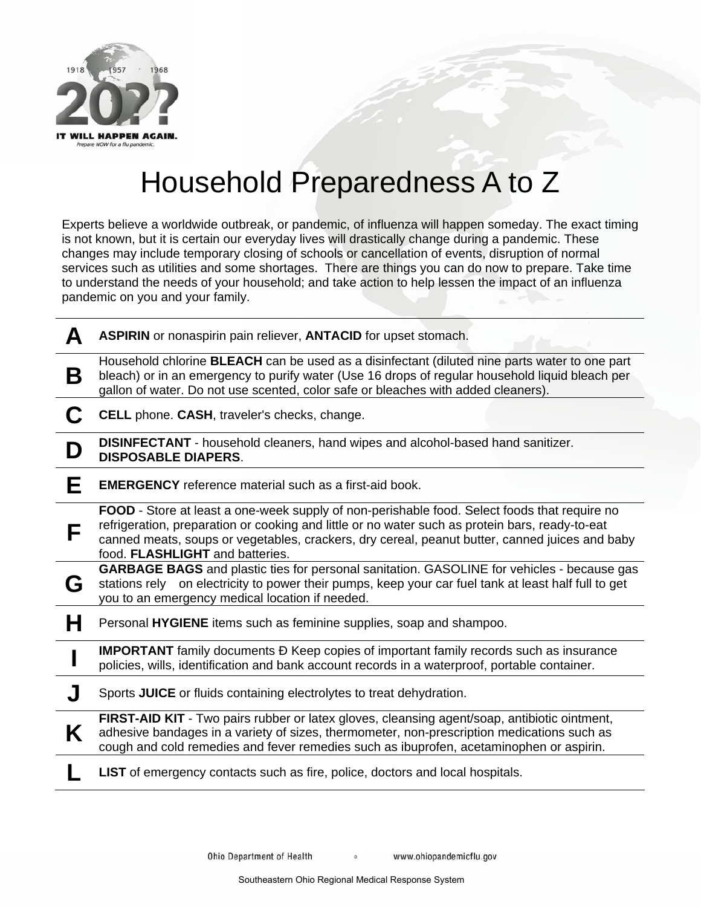1918 1957 1968

20??

IT WILL HAPPEN AGAIN.

Prepare NOW for a flu pandemic.

# Household Preparedness A to Z

Experts believe a worldwide outbreak, or pandemic, of influenza will happen someday. The exact timing is not known, but it is certain our everyday lives will drastically change during a pandemic. These changes may include temporary closing of schools or cancellation of events, disruption of normal services such as utilities and some shortages. There are things you can do now to prepare. Take time to understand the needs of your household; and take action to help lessen the impact of an influenza pandemic on you and your family.

| | |
|---|---|
| **A** | **ASPIRIN** or nonaspirin pain reliever, **ANTACID** for upset stomach. |
| **B** | Household chlorine **BLEACH** can be used as a disinfectant (diluted nine parts water to one part bleach) or in an emergency to purify water (Use 16 drops of regular household liquid bleach per gallon of water. Do not use scented, color safe or bleaches with added cleaners). |
| **C** | **CELL** phone. **CASH**, traveler's checks, change. |
| **D** | **DISINFECTANT** - household cleaners, hand wipes and alcohol-based hand sanitizer. **DISPOSABLE DIAPERS**. |
| **E** | **EMERGENCY** reference material such as a first-aid book. |
| **F** | **FOOD** - Store at least a one-week supply of non-perishable food. Select foods that require no refrigeration, preparation or cooking and little or no water such as protein bars, ready-to-eat canned meats, soups or vegetables, crackers, dry cereal, peanut butter, canned juices and baby food. **FLASHLIGHT** and batteries. |
| **G** | **GARBAGE BAGS** and plastic ties for personal sanitation. GASOLINE for vehicles - because gas stations rely on electricity to power their pumps, keep your car fuel tank at least half full to get you to an emergency medical location if needed. |
| **H** | Personal **HYGIENE** items such as feminine supplies, soap and shampoo. |
| **I** | **IMPORTANT** family documents Ð Keep copies of important family records such as insurance policies, wills, identification and bank account records in a waterproof, portable container. |
| **J** | Sports **JUICE** or fluids containing electrolytes to treat dehydration. |
| **K** | **FIRST-AID KIT** - Two pairs rubber or latex gloves, cleansing agent/soap, antibiotic ointment, adhesive bandages in a variety of sizes, thermometer, non-prescription medications such as cough and cold remedies and fever remedies such as ibuprofen, acetaminophen or aspirin. |
| **L** | **LIST** of emergency contacts such as fire, police, doctors and local hospitals. |

Ohio Department of Health ◦ www.ohiopandemicflu.gov

Southeastern Ohio Regional Medical Response System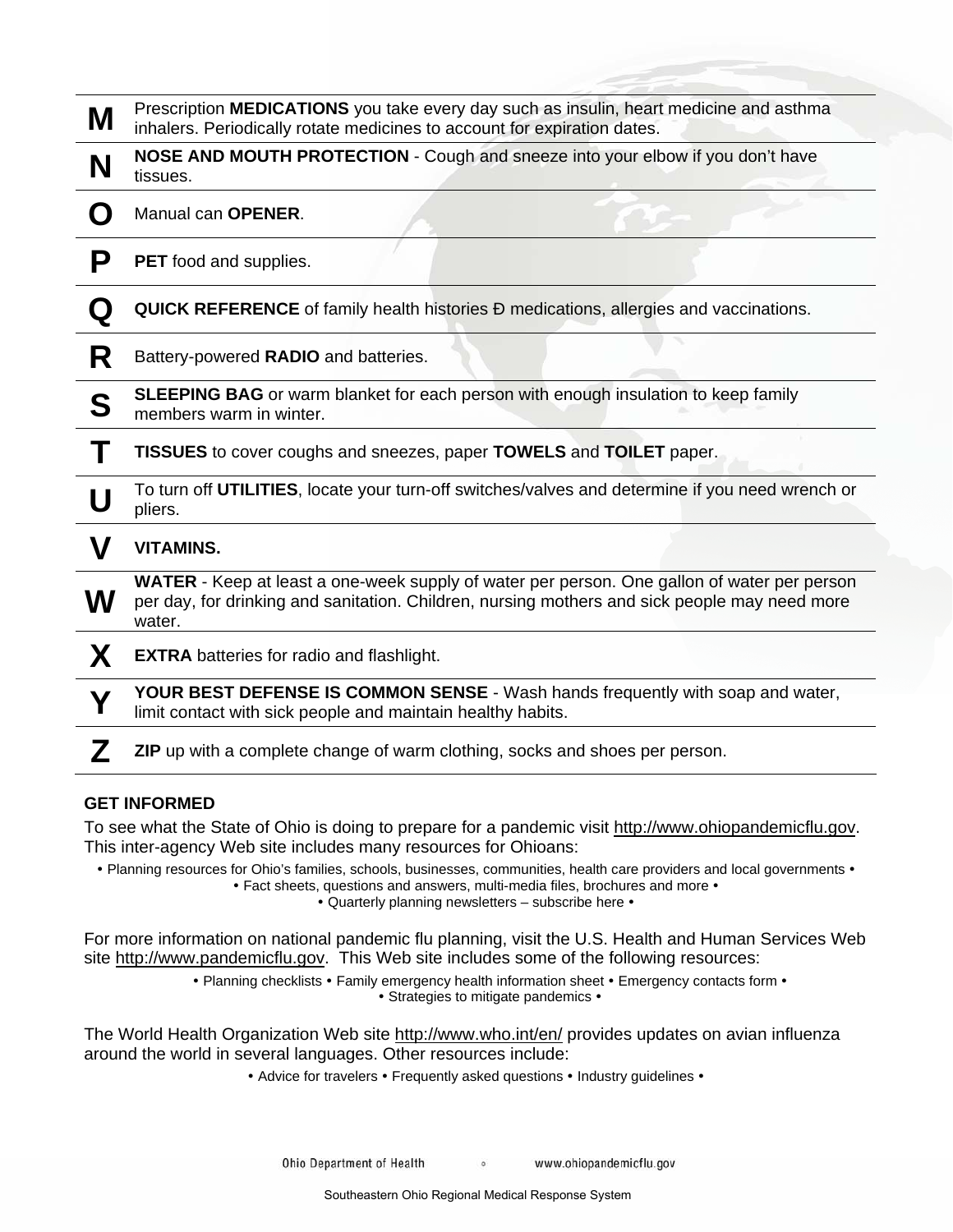| | |
|---|---|
| **M** | Prescription **MEDICATIONS** you take every day such as insulin, heart medicine and asthma inhalers. Periodically rotate medicines to account for expiration dates. |
| **N** | **NOSE AND MOUTH PROTECTION** - Cough and sneeze into your elbow if you don't have tissues. |
| **O** | Manual can **OPENER**. |
| **P** | **PET** food and supplies. |
| **Q** | **QUICK REFERENCE** of family health histories Ð medications, allergies and vaccinations. |
| **R** | Battery-powered **RADIO** and batteries. |
| **S** | **SLEEPING BAG** or warm blanket for each person with enough insulation to keep family members warm in winter. |
| **T** | **TISSUES** to cover coughs and sneezes, paper **TOWELS** and **TOILET** paper. |
| **U** | To turn off **UTILITIES**, locate your turn-off switches/valves and determine if you need wrench or pliers. |
| **V** | **VITAMINS.** |
| **W** | **WATER** - Keep at least a one-week supply of water per person. One gallon of water per person per day, for drinking and sanitation. Children, nursing mothers and sick people may need more water. |
| **X** | **EXTRA** batteries for radio and flashlight. |
| **Y** | **YOUR BEST DEFENSE IS COMMON SENSE** - Wash hands frequently with soap and water, limit contact with sick people and maintain healthy habits. |
| **Z** | **ZIP** up with a complete change of warm clothing, socks and shoes per person. |

**GET INFORMED**

To see what the State of Ohio is doing to prepare for a pandemic visit http://www.ohiopandemicflu.gov. This inter-agency Web site includes many resources for Ohioans:

• Planning resources for Ohio's families, schools, businesses, communities, health care providers and local governments •
• Fact sheets, questions and answers, multi-media files, brochures and more •
• Quarterly planning newsletters – subscribe here •

For more information on national pandemic flu planning, visit the U.S. Health and Human Services Web site http://www.pandemicflu.gov. This Web site includes some of the following resources:

• Planning checklists • Family emergency health information sheet • Emergency contacts form •
• Strategies to mitigate pandemics •

The World Health Organization Web site http://www.who.int/en/ provides updates on avian influenza around the world in several languages. Other resources include:

• Advice for travelers • Frequently asked questions • Industry guidelines •

Ohio Department of Health ◦ www.ohiopandemicflu.gov

Southeastern Ohio Regional Medical Response System